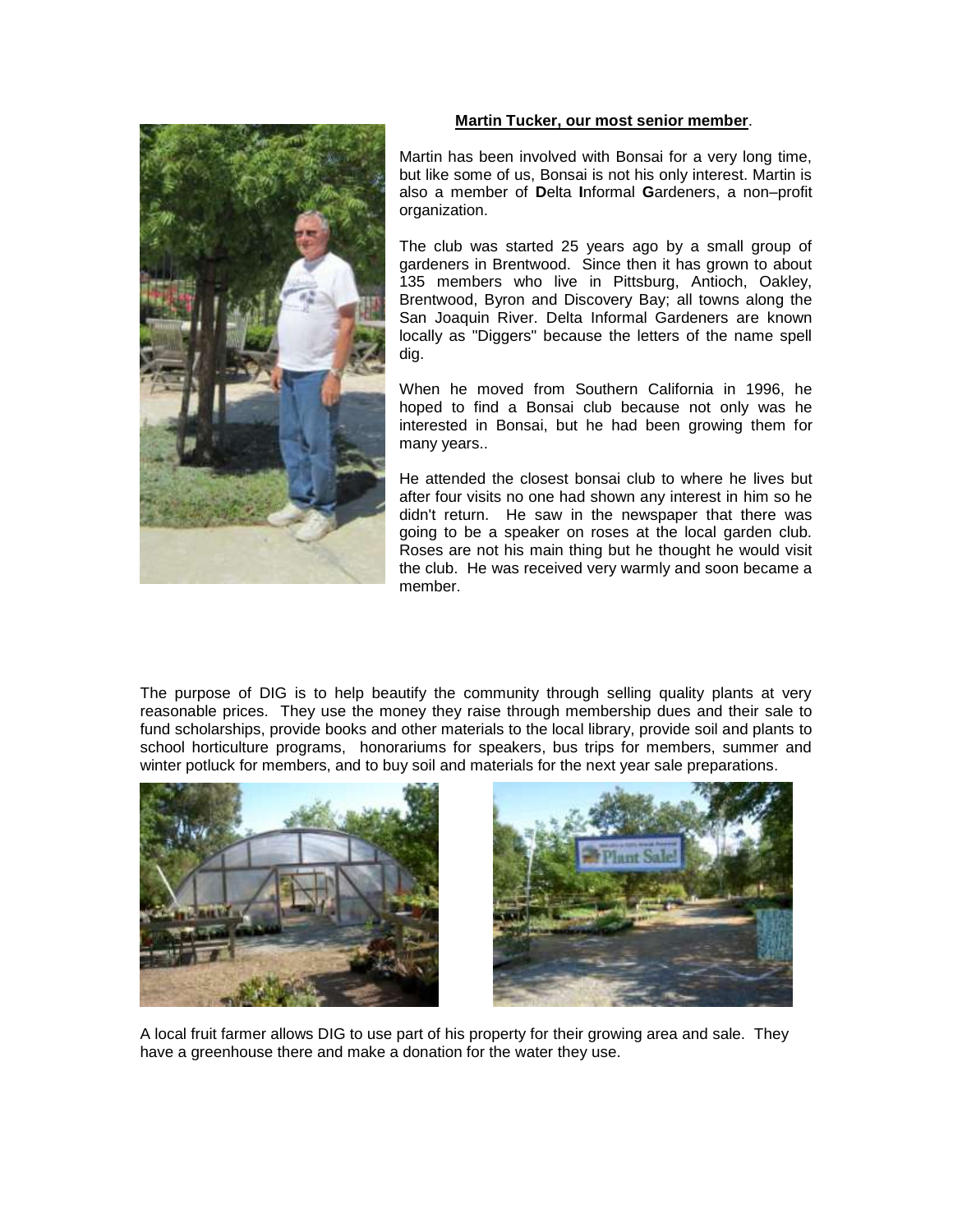**Martin Tucker, our most senior member**.

Martin has been involved with Bonsai for a very long time, but like some of us, Bonsai is not his only interest. Martin is also a member of **D**elta **I**nformal **G**ardeners, a non–profit organization.

The club was started 25 years ago by a small group of gardeners in Brentwood. Since then it has grown to about 135 members who live in Pittsburg, Antioch, Oakley, Brentwood, Byron and Discovery Bay; all towns along the San Joaquin River. Delta Informal Gardeners are known locally as "Diggers" because the letters of the name spell dig.

When he moved from Southern California in 1996, he hoped to find a Bonsai club because not only was he interested in Bonsai, but he had been growing them for many years..

He attended the closest bonsai club to where he lives but after four visits no one had shown any interest in him so he didn't return. He saw in the newspaper that there was going to be a speaker on roses at the local garden club. Roses are not his main thing but he thought he would visit the club. He was received very warmly and soon became a member.

The purpose of DIG is to help beautify the community through selling quality plants at very reasonable prices. They use the money they raise through membership dues and their sale to fund scholarships, provide books and other materials to the local library, provide soil and plants to school horticulture programs, honorariums for speakers, bus trips for members, summer and winter potluck for members, and to buy soil and materials for the next year sale preparations.

A local fruit farmer allows DIG to use part of his property for their growing area and sale. They have a greenhouse there and make a donation for the water they use.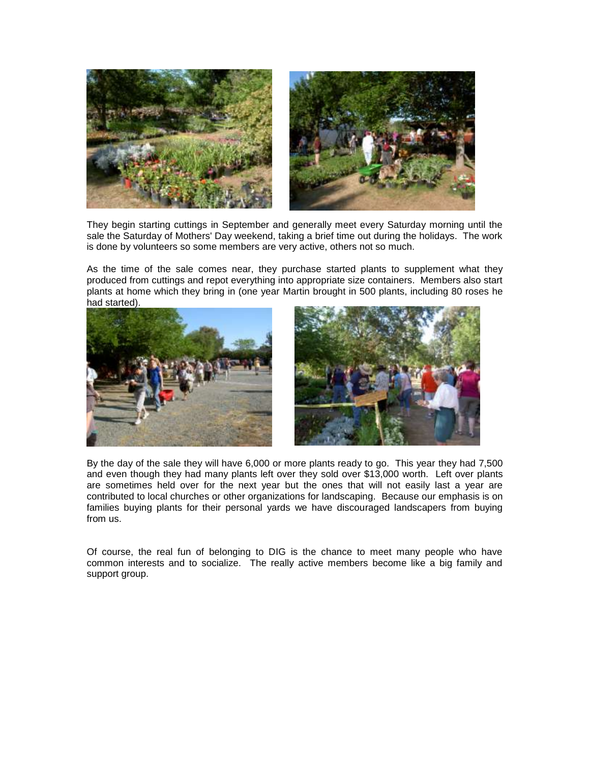They begin starting cuttings in September and generally meet every Saturday morning until the sale the Saturday of Mothers' Day weekend, taking a brief time out during the holidays. The work is done by volunteers so some members are very active, others not so much.

As the time of the sale comes near, they purchase started plants to supplement what they produced from cuttings and repot everything into appropriate size containers. Members also start plants at home which they bring in (one year Martin brought in 500 plants, including 80 roses he had started).

By the day of the sale they will have 6,000 or more plants ready to go. This year they had 7,500 and even though they had many plants left over they sold over $13,000 worth. Left over plants are sometimes held over for the next year but the ones that will not easily last a year are contributed to local churches or other organizations for landscaping. Because our emphasis is on families buying plants for their personal yards we have discouraged landscapers from buying from us.

Of course, the real fun of belonging to DIG is the chance to meet many people who have common interests and to socialize. The really active members become like a big family and support group.